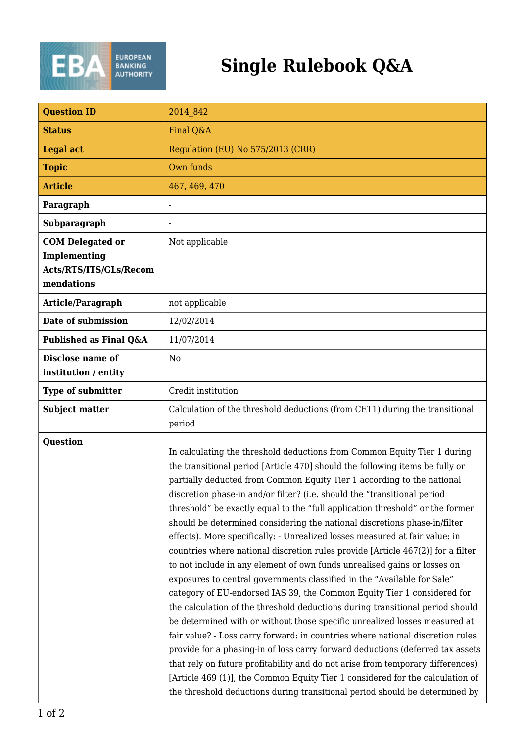# Single Rulebook Q&A

| Question ID | 2014_842 |
|---|---|
| Status | Final Q&A |
| Legal act | Regulation (EU) No 575/2013 (CRR) |
| Topic | Own funds |
| Article | 467, 469, 470 |
| Paragraph | - |
| Subparagraph | - |
| COM Delegated or Implementing Acts/RTS/ITS/GLs/Recommendations | Not applicable |
| Article/Paragraph | not applicable |
| Date of submission | 12/02/2014 |
| Published as Final Q&A | 11/07/2014 |
| Disclose name of institution / entity | No |
| Type of submitter | Credit institution |
| Subject matter | Calculation of the threshold deductions (from CET1) during the transitional period |
| Question | In calculating the threshold deductions from Common Equity Tier 1 during the transitional period [Article 470] should the following items be fully or partially deducted from Common Equity Tier 1 according to the national discretion phase-in and/or filter? (i.e. should the "transitional period threshold" be exactly equal to the "full application threshold" or the former should be determined considering the national discretions phase-in/filter effects). More specifically: - Unrealized losses measured at fair value: in countries where national discretion rules provide [Article 467(2)] for a filter to not include in any element of own funds unrealised gains or losses on exposures to central governments classified in the "Available for Sale" category of EU-endorsed IAS 39, the Common Equity Tier 1 considered for the calculation of the threshold deductions during transitional period should be determined with or without those specific unrealized losses measured at fair value? - Loss carry forward: in countries where national discretion rules provide for a phasing-in of loss carry forward deductions (deferred tax assets that rely on future profitability and do not arise from temporary differences) [Article 469 (1)], the Common Equity Tier 1 considered for the calculation of the threshold deductions during transitional period should be determined by |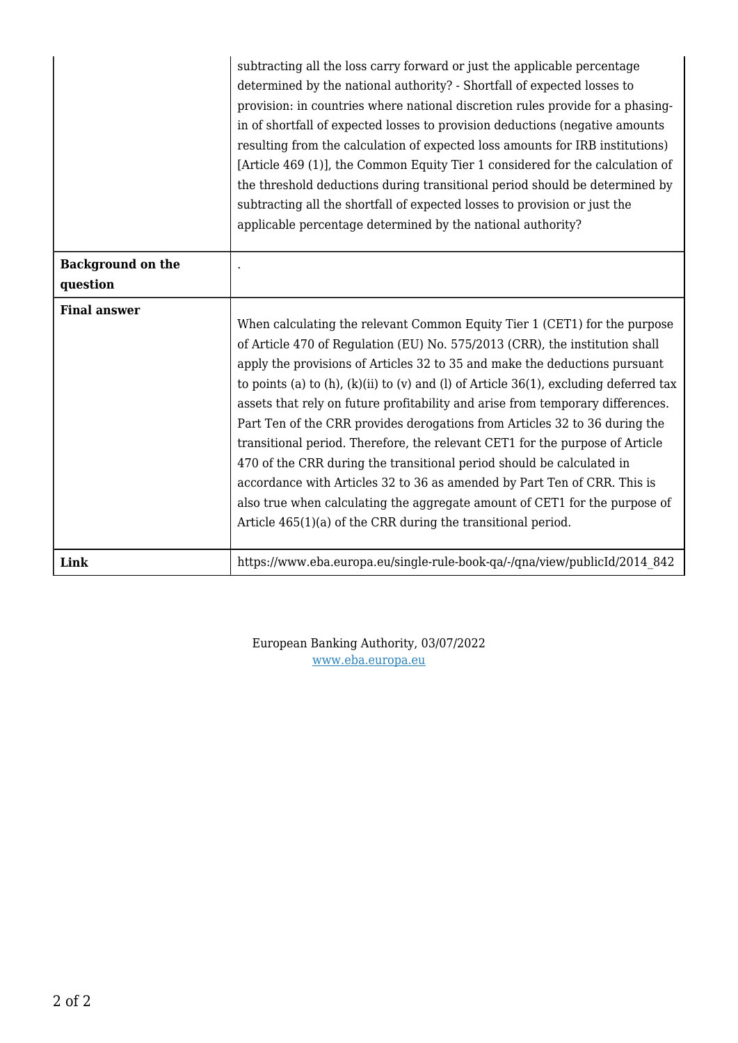| | |
|---|---|
| | subtracting all the loss carry forward or just the applicable percentage determined by the national authority? - Shortfall of expected losses to provision: in countries where national discretion rules provide for a phasing-in of shortfall of expected losses to provision deductions (negative amounts resulting from the calculation of expected loss amounts for IRB institutions) [Article 469 (1)], the Common Equity Tier 1 considered for the calculation of the threshold deductions during transitional period should be determined by subtracting all the shortfall of expected losses to provision or just the applicable percentage determined by the national authority? |
| **Background on the question** | . |
| **Final answer** | When calculating the relevant Common Equity Tier 1 (CET1) for the purpose of Article 470 of Regulation (EU) No. 575/2013 (CRR), the institution shall apply the provisions of Articles 32 to 35 and make the deductions pursuant to points (a) to (h), (k)(ii) to (v) and (l) of Article 36(1), excluding deferred tax assets that rely on future profitability and arise from temporary differences. Part Ten of the CRR provides derogations from Articles 32 to 36 during the transitional period. Therefore, the relevant CET1 for the purpose of Article 470 of the CRR during the transitional period should be calculated in accordance with Articles 32 to 36 as amended by Part Ten of CRR. This is also true when calculating the aggregate amount of CET1 for the purpose of Article 465(1)(a) of the CRR during the transitional period. |
| **Link** | https://www.eba.europa.eu/single-rule-book-qa/-/qna/view/publicId/2014_842 |

European Banking Authority, 03/07/2022
www.eba.europa.eu